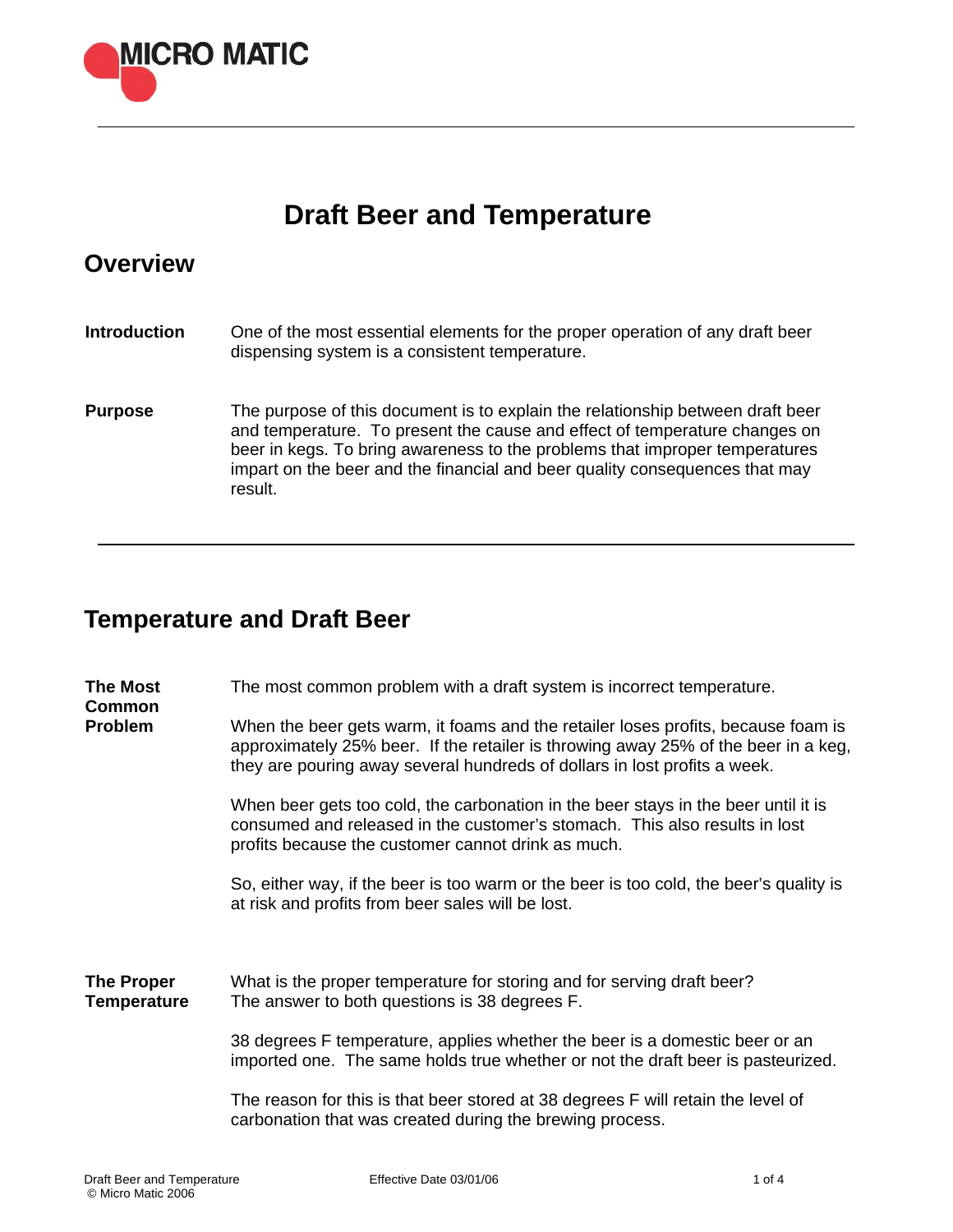MICRO MATIC

# Draft Beer and Temperature

## Overview

**Introduction**

One of the most essential elements for the proper operation of any draft beer dispensing system is a consistent temperature.

**Purpose**

The purpose of this document is to explain the relationship between draft beer and temperature. To present the cause and effect of temperature changes on beer in kegs. To bring awareness to the problems that improper temperatures impart on the beer and the financial and beer quality consequences that may result.

## Temperature and Draft Beer

**The Most Common Problem**

The most common problem with a draft system is incorrect temperature.

When the beer gets warm, it foams and the retailer loses profits, because foam is approximately 25% beer. If the retailer is throwing away 25% of the beer in a keg, they are pouring away several hundreds of dollars in lost profits a week.

When beer gets too cold, the carbonation in the beer stays in the beer until it is consumed and released in the customer's stomach. This also results in lost profits because the customer cannot drink as much.

So, either way, if the beer is too warm or the beer is too cold, the beer's quality is at risk and profits from beer sales will be lost.

**The Proper Temperature**

What is the proper temperature for storing and for serving draft beer? The answer to both questions is 38 degrees F.

38 degrees F temperature, applies whether the beer is a domestic beer or an imported one. The same holds true whether or not the draft beer is pasteurized.

The reason for this is that beer stored at 38 degrees F will retain the level of carbonation that was created during the brewing process.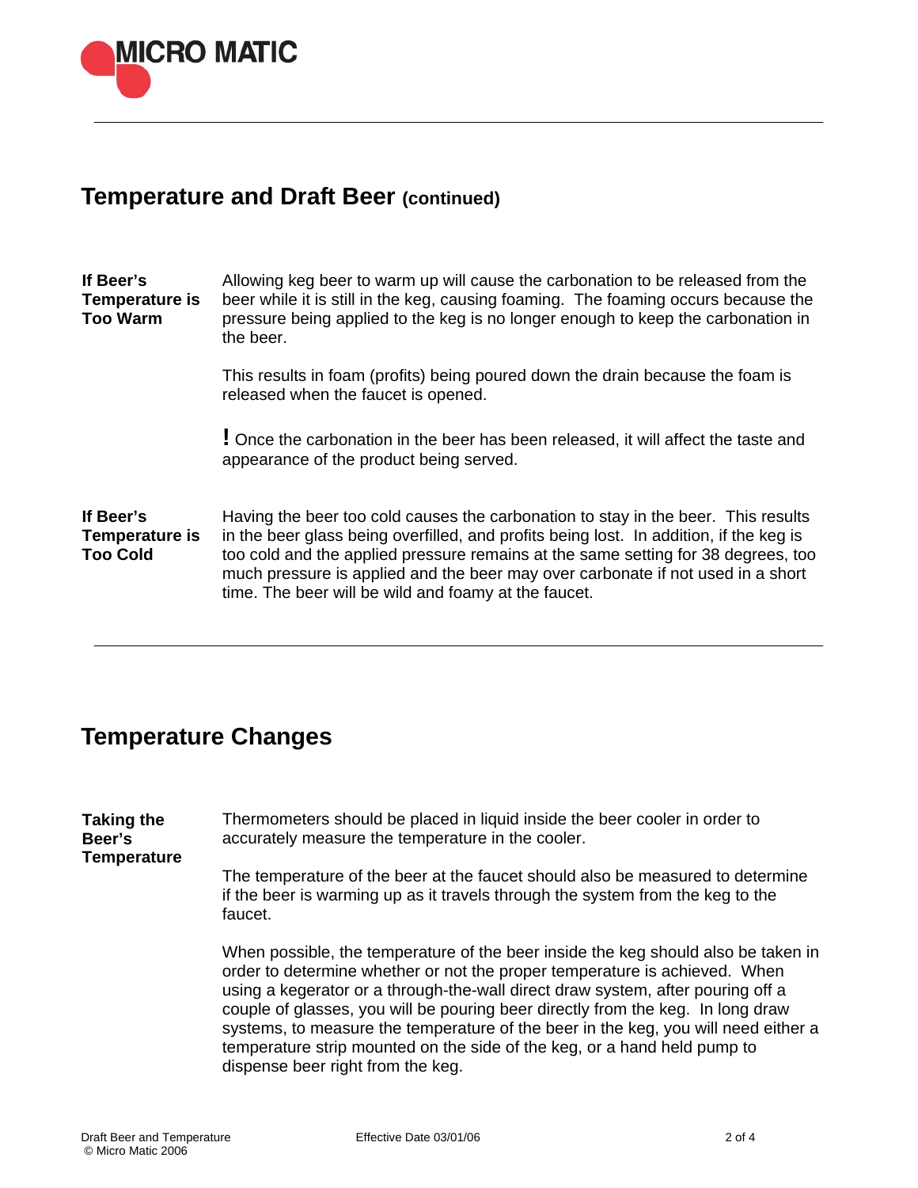## Temperature and Draft Beer (continued)

**If Beer's Temperature is Too Warm**

Allowing keg beer to warm up will cause the carbonation to be released from the beer while it is still in the keg, causing foaming. The foaming occurs because the pressure being applied to the keg is no longer enough to keep the carbonation in the beer.

This results in foam (profits) being poured down the drain because the foam is released when the faucet is opened.

**!** Once the carbonation in the beer has been released, it will affect the taste and appearance of the product being served.

**If Beer's Temperature is Too Cold**

Having the beer too cold causes the carbonation to stay in the beer. This results in the beer glass being overfilled, and profits being lost. In addition, if the keg is too cold and the applied pressure remains at the same setting for 38 degrees, too much pressure is applied and the beer may over carbonate if not used in a short time. The beer will be wild and foamy at the faucet.

## Temperature Changes

**Taking the Beer's Temperature**

Thermometers should be placed in liquid inside the beer cooler in order to accurately measure the temperature in the cooler.

The temperature of the beer at the faucet should also be measured to determine if the beer is warming up as it travels through the system from the keg to the faucet.

When possible, the temperature of the beer inside the keg should also be taken in order to determine whether or not the proper temperature is achieved. When using a kegerator or a through-the-wall direct draw system, after pouring off a couple of glasses, you will be pouring beer directly from the keg. In long draw systems, to measure the temperature of the beer in the keg, you will need either a temperature strip mounted on the side of the keg, or a hand held pump to dispense beer right from the keg.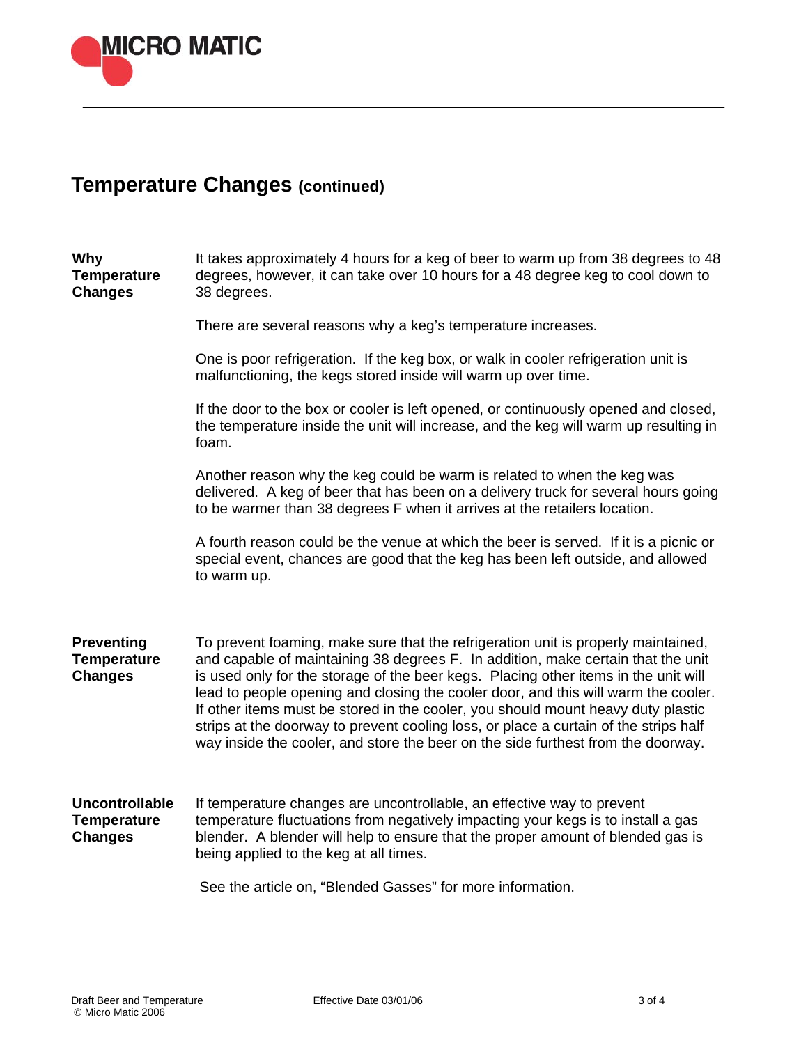## Temperature Changes (continued)

**Why Temperature Changes**

It takes approximately 4 hours for a keg of beer to warm up from 38 degrees to 48 degrees, however, it can take over 10 hours for a 48 degree keg to cool down to 38 degrees.

There are several reasons why a keg's temperature increases.

One is poor refrigeration. If the keg box, or walk in cooler refrigeration unit is malfunctioning, the kegs stored inside will warm up over time.

If the door to the box or cooler is left opened, or continuously opened and closed, the temperature inside the unit will increase, and the keg will warm up resulting in foam.

Another reason why the keg could be warm is related to when the keg was delivered. A keg of beer that has been on a delivery truck for several hours going to be warmer than 38 degrees F when it arrives at the retailers location.

A fourth reason could be the venue at which the beer is served. If it is a picnic or special event, chances are good that the keg has been left outside, and allowed to warm up.

**Preventing Temperature Changes**

To prevent foaming, make sure that the refrigeration unit is properly maintained, and capable of maintaining 38 degrees F. In addition, make certain that the unit is used only for the storage of the beer kegs. Placing other items in the unit will lead to people opening and closing the cooler door, and this will warm the cooler. If other items must be stored in the cooler, you should mount heavy duty plastic strips at the doorway to prevent cooling loss, or place a curtain of the strips half way inside the cooler, and store the beer on the side furthest from the doorway.

**Uncontrollable Temperature Changes**

If temperature changes are uncontrollable, an effective way to prevent temperature fluctuations from negatively impacting your kegs is to install a gas blender. A blender will help to ensure that the proper amount of blended gas is being applied to the keg at all times.

See the article on, "Blended Gasses" for more information.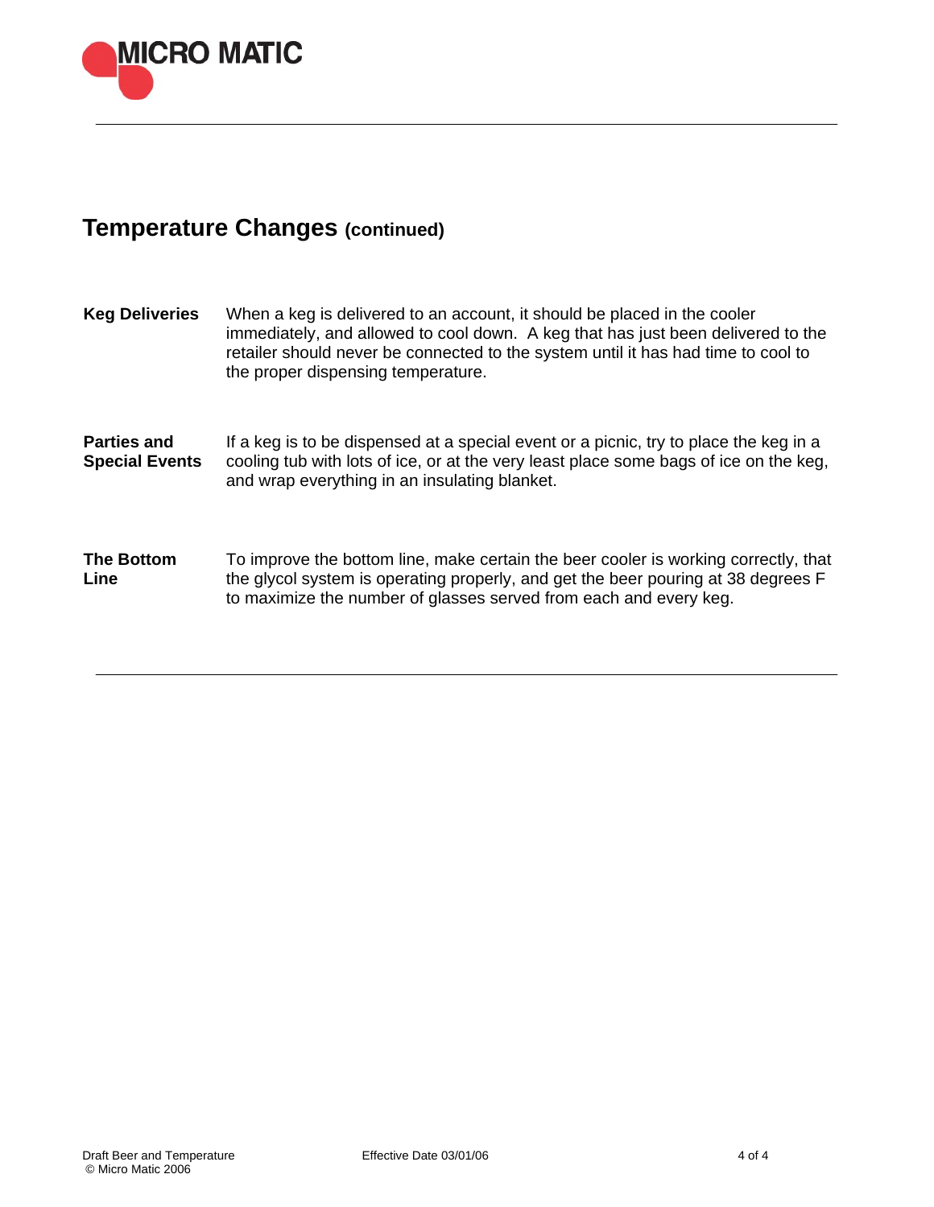## Temperature Changes (continued)

**Keg Deliveries**

When a keg is delivered to an account, it should be placed in the cooler immediately, and allowed to cool down. A keg that has just been delivered to the retailer should never be connected to the system until it has had time to cool to the proper dispensing temperature.

**Parties and Special Events**

If a keg is to be dispensed at a special event or a picnic, try to place the keg in a cooling tub with lots of ice, or at the very least place some bags of ice on the keg, and wrap everything in an insulating blanket.

**The Bottom Line**

To improve the bottom line, make certain the beer cooler is working correctly, that the glycol system is operating properly, and get the beer pouring at 38 degrees F to maximize the number of glasses served from each and every keg.